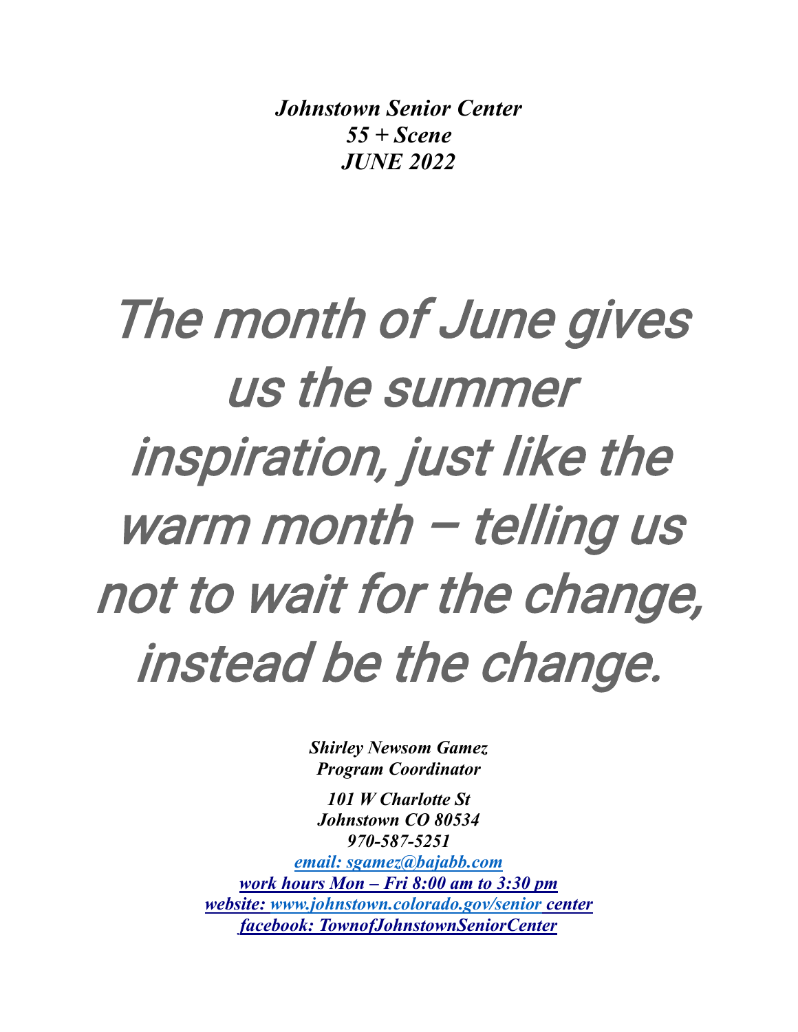***Johnstown Senior Center***
***55 + Scene***
***JUNE 2022***

# *The month of June gives us the summer inspiration, just like the warm month – telling us not to wait for the change, instead be the change.*

***Shirley Newsom Gamez***
***Program Coordinator***

***101 W Charlotte St***
***Johnstown CO 80534***
***970-587-5251***
***email: sgamez@bajabb.com***
***work hours Mon – Fri 8:00 am to 3:30 pm***
***website: www.johnstown.colorado.gov/senior center***
***facebook: TownofJohnstownSeniorCenter***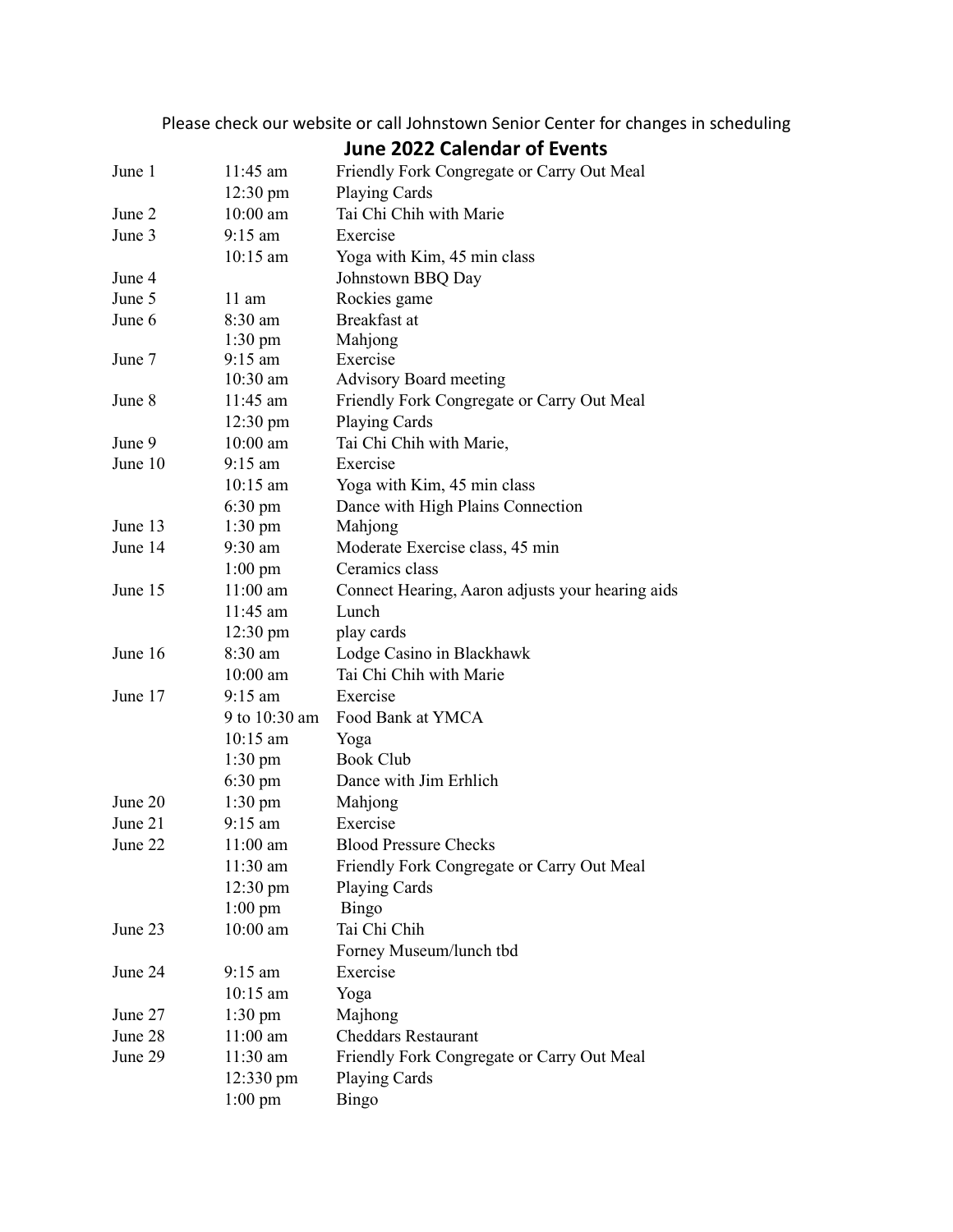Please check our website or call Johnstown Senior Center for changes in scheduling

## June 2022 Calendar of Events

| Date | Time | Event |
|---|---|---|
| June 1 | 11:45 am | Friendly Fork Congregate or Carry Out Meal |
| | 12:30 pm | Playing Cards |
| June 2 | 10:00 am | Tai Chi Chih with Marie |
| June 3 | 9:15 am | Exercise |
| | 10:15 am | Yoga with Kim, 45 min class |
| June 4 | | Johnstown BBQ Day |
| June 5 | 11 am | Rockies game |
| June 6 | 8:30 am | Breakfast at |
| | 1:30 pm | Mahjong |
| June 7 | 9:15 am | Exercise |
| | 10:30 am | Advisory Board meeting |
| June 8 | 11:45 am | Friendly Fork Congregate or Carry Out Meal |
| | 12:30 pm | Playing Cards |
| June 9 | 10:00 am | Tai Chi Chih with Marie, |
| June 10 | 9:15 am | Exercise |
| | 10:15 am | Yoga with Kim, 45 min class |
| | 6:30 pm | Dance with High Plains Connection |
| June 13 | 1:30 pm | Mahjong |
| June 14 | 9:30 am | Moderate Exercise class, 45 min |
| | 1:00 pm | Ceramics class |
| June 15 | 11:00 am | Connect Hearing, Aaron adjusts your hearing aids |
| | 11:45 am | Lunch |
| | 12:30 pm | play cards |
| June 16 | 8:30 am | Lodge Casino in Blackhawk |
| | 10:00 am | Tai Chi Chih with Marie |
| June 17 | 9:15 am | Exercise |
| | 9 to 10:30 am | Food Bank at YMCA |
| | 10:15 am | Yoga |
| | 1:30 pm | Book Club |
| | 6:30 pm | Dance with Jim Erhlich |
| June 20 | 1:30 pm | Mahjong |
| June 21 | 9:15 am | Exercise |
| June 22 | 11:00 am | Blood Pressure Checks |
| | 11:30 am | Friendly Fork Congregate or Carry Out Meal |
| | 12:30 pm | Playing Cards |
| | 1:00 pm | Bingo |
| June 23 | 10:00 am | Tai Chi Chih |
| | | Forney Museum/lunch tbd |
| June 24 | 9:15 am | Exercise |
| | 10:15 am | Yoga |
| June 27 | 1:30 pm | Majhong |
| June 28 | 11:00 am | Cheddars Restaurant |
| June 29 | 11:30 am | Friendly Fork Congregate or Carry Out Meal |
| | 12:330 pm | Playing Cards |
| | 1:00 pm | Bingo |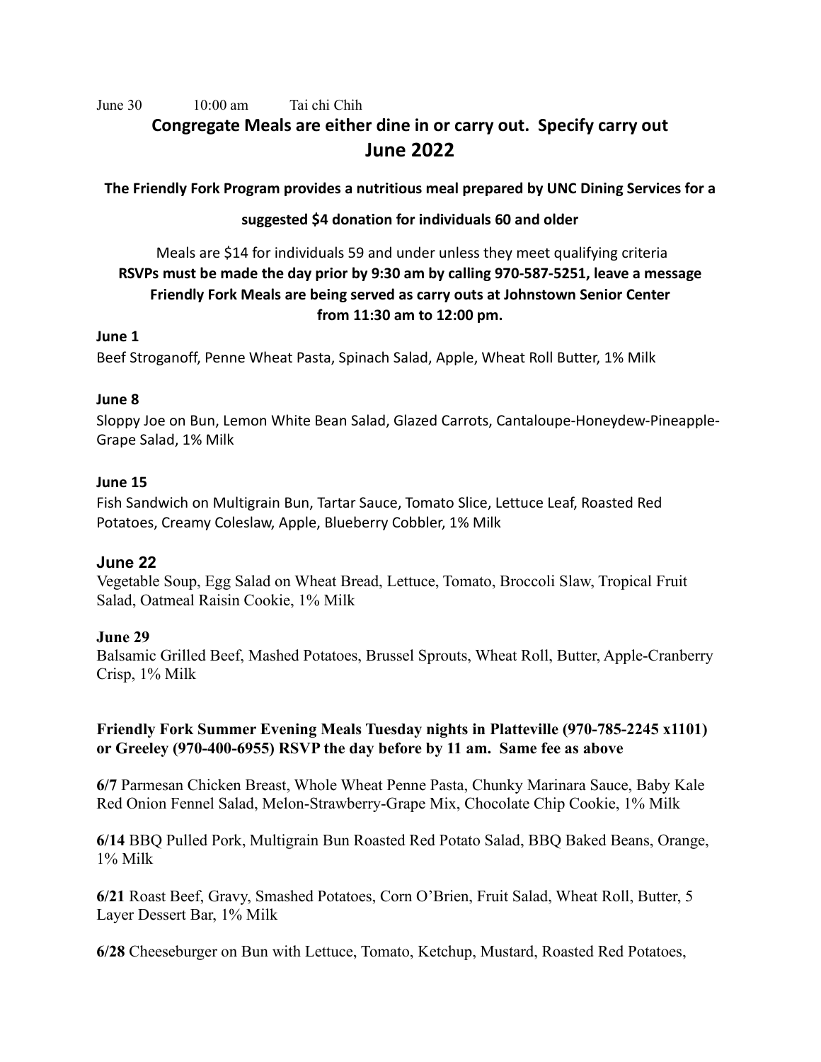June 30 10:00 am Tai chi Chih

## Congregate Meals are either dine in or carry out. Specify carry out

## June 2022

**The Friendly Fork Program provides a nutritious meal prepared by UNC Dining Services for a suggested $4 donation for individuals 60 and older**

Meals are $14 for individuals 59 and under unless they meet qualifying criteria

**RSVPs must be made the day prior by 9:30 am by calling 970-587-5251, leave a message**
**Friendly Fork Meals are being served as carry outs at Johnstown Senior Center from 11:30 am to 12:00 pm.**

**June 1**
Beef Stroganoff, Penne Wheat Pasta, Spinach Salad, Apple, Wheat Roll Butter, 1% Milk

**June 8**
Sloppy Joe on Bun, Lemon White Bean Salad, Glazed Carrots, Cantaloupe-Honeydew-Pineapple-Grape Salad, 1% Milk

**June 15**
Fish Sandwich on Multigrain Bun, Tartar Sauce, Tomato Slice, Lettuce Leaf, Roasted Red Potatoes, Creamy Coleslaw, Apple, Blueberry Cobbler, 1% Milk

**June 22**
Vegetable Soup, Egg Salad on Wheat Bread, Lettuce, Tomato, Broccoli Slaw, Tropical Fruit Salad, Oatmeal Raisin Cookie, 1% Milk

**June 29**
Balsamic Grilled Beef, Mashed Potatoes, Brussel Sprouts, Wheat Roll, Butter, Apple-Cranberry Crisp, 1% Milk

**Friendly Fork Summer Evening Meals Tuesday nights in Platteville (970-785-2245 x1101) or Greeley (970-400-6955) RSVP the day before by 11 am. Same fee as above**

**6/7** Parmesan Chicken Breast, Whole Wheat Penne Pasta, Chunky Marinara Sauce, Baby Kale Red Onion Fennel Salad, Melon-Strawberry-Grape Mix, Chocolate Chip Cookie, 1% Milk

**6/14** BBQ Pulled Pork, Multigrain Bun Roasted Red Potato Salad, BBQ Baked Beans, Orange, 1% Milk

**6/21** Roast Beef, Gravy, Smashed Potatoes, Corn O'Brien, Fruit Salad, Wheat Roll, Butter, 5 Layer Dessert Bar, 1% Milk

**6/28** Cheeseburger on Bun with Lettuce, Tomato, Ketchup, Mustard, Roasted Red Potatoes,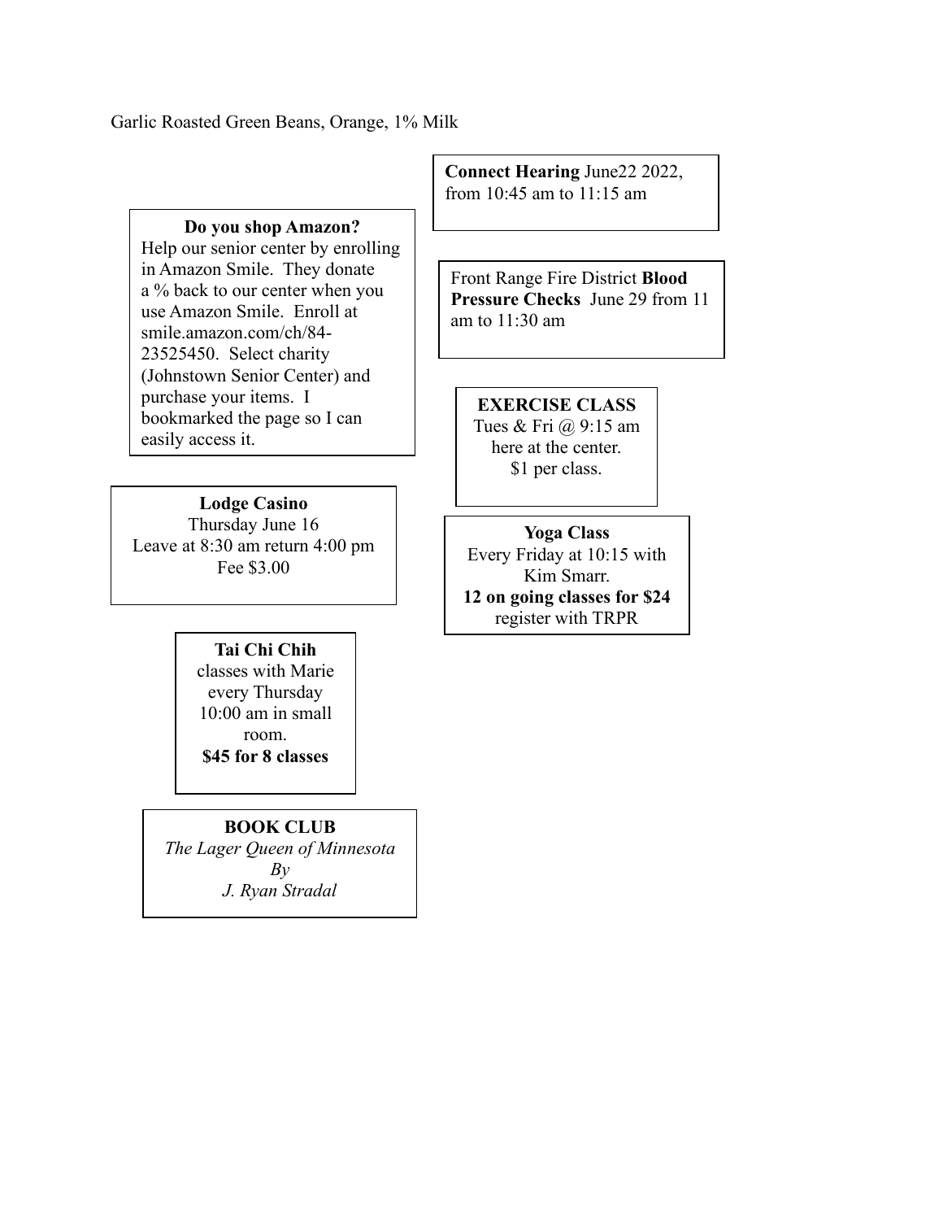Garlic Roasted Green Beans, Orange, 1% Milk

**Connect Hearing** June22 2022, from 10:45 am to 11:15 am

**Do you shop Amazon?**
Help our senior center by enrolling in Amazon Smile. They donate a % back to our center when you use Amazon Smile. Enroll at smile.amazon.com/ch/84-23525450. Select charity (Johnstown Senior Center) and purchase your items. I bookmarked the page so I can easily access it.

Front Range Fire District **Blood Pressure Checks** June 29 from 11 am to 11:30 am

**EXERCISE CLASS**
Tues & Fri @ 9:15 am
here at the center.
$1 per class.

**Lodge Casino**
Thursday June 16
Leave at 8:30 am return 4:00 pm
Fee $3.00

**Yoga Class**
Every Friday at 10:15 with Kim Smarr.
**12 on going classes for $24**
register with TRPR

**Tai Chi Chih**
classes with Marie every Thursday 10:00 am in small room.
**$45 for 8 classes**

**BOOK CLUB**
*The Lager Queen of Minnesota*
*By*
*J. Ryan Stradal*